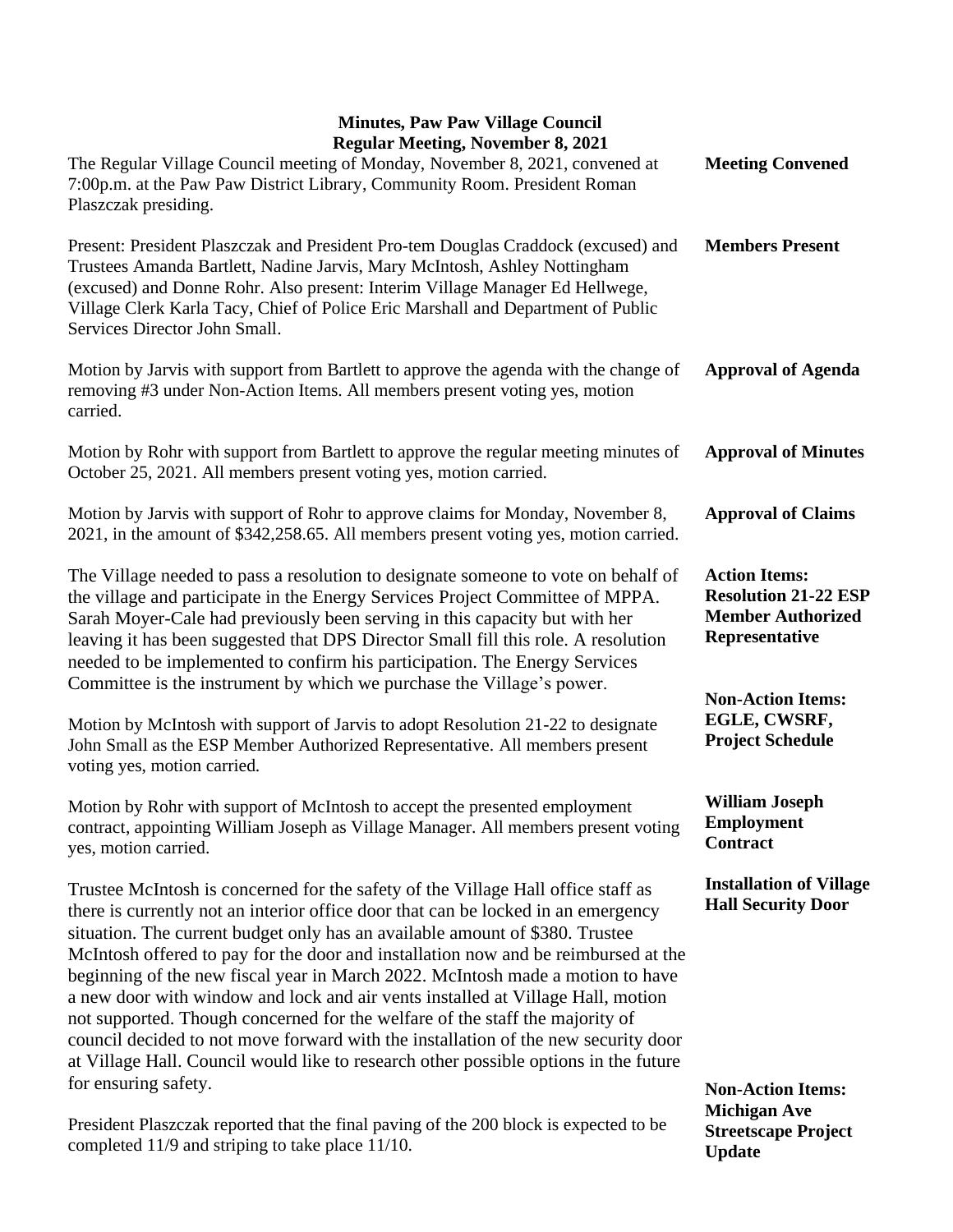# Minutes, Paw Paw Village Council
## Regular Meeting, November 8, 2021

**Meeting Convened**

The Regular Village Council meeting of Monday, November 8, 2021, convened at 7:00p.m. at the Paw Paw District Library, Community Room. President Roman Plaszczak presiding.

**Members Present**

Present: President Plaszczak and President Pro-tem Douglas Craddock (excused) and Trustees Amanda Bartlett, Nadine Jarvis, Mary McIntosh, Ashley Nottingham (excused) and Donne Rohr. Also present: Interim Village Manager Ed Hellwege, Village Clerk Karla Tacy, Chief of Police Eric Marshall and Department of Public Services Director John Small.

**Approval of Agenda**

Motion by Jarvis with support from Bartlett to approve the agenda with the change of removing #3 under Non-Action Items. All members present voting yes, motion carried.

**Approval of Minutes**

Motion by Rohr with support from Bartlett to approve the regular meeting minutes of October 25, 2021. All members present voting yes, motion carried.

**Approval of Claims**

Motion by Jarvis with support of Rohr to approve claims for Monday, November 8, 2021, in the amount of $342,258.65. All members present voting yes, motion carried.

**Action Items: Resolution 21-22 ESP Member Authorized Representative**

The Village needed to pass a resolution to designate someone to vote on behalf of the village and participate in the Energy Services Project Committee of MPPA. Sarah Moyer-Cale had previously been serving in this capacity but with her leaving it has been suggested that DPS Director Small fill this role. A resolution needed to be implemented to confirm his participation. The Energy Services Committee is the instrument by which we purchase the Village's power.

**Non-Action Items: EGLE, CWSRF, Project Schedule**

Motion by McIntosh with support of Jarvis to adopt Resolution 21-22 to designate John Small as the ESP Member Authorized Representative. All members present voting yes, motion carried.

**William Joseph Employment Contract**

Motion by Rohr with support of McIntosh to accept the presented employment contract, appointing William Joseph as Village Manager. All members present voting yes, motion carried.

**Installation of Village Hall Security Door**

Trustee McIntosh is concerned for the safety of the Village Hall office staff as there is currently not an interior office door that can be locked in an emergency situation. The current budget only has an available amount of $380. Trustee McIntosh offered to pay for the door and installation now and be reimbursed at the beginning of the new fiscal year in March 2022. McIntosh made a motion to have a new door with window and lock and air vents installed at Village Hall, motion not supported. Though concerned for the welfare of the staff the majority of council decided to not move forward with the installation of the new security door at Village Hall. Council would like to research other possible options in the future for ensuring safety.

**Non-Action Items: Michigan Ave Streetscape Project Update**

President Plaszczak reported that the final paving of the 200 block is expected to be completed 11/9 and striping to take place 11/10.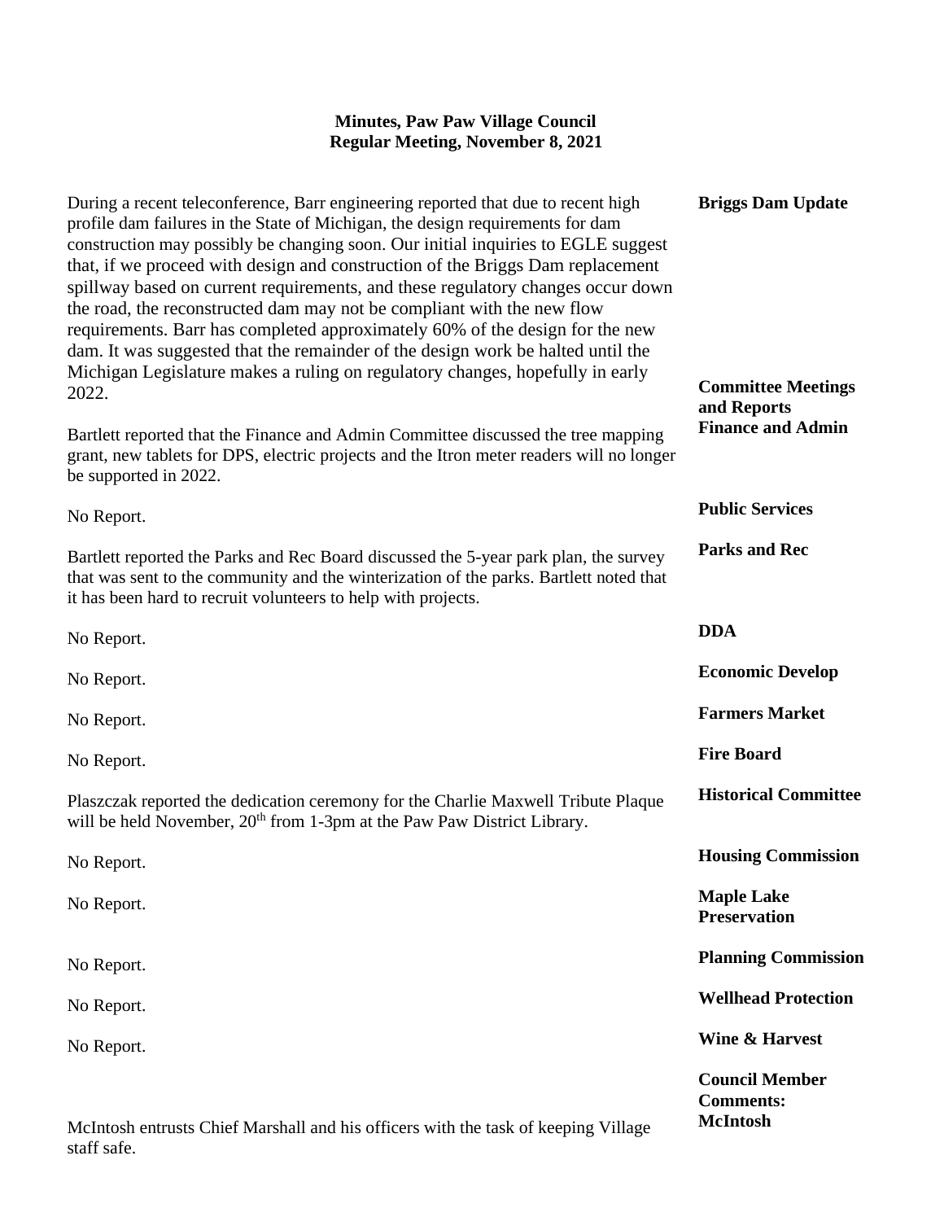**Minutes, Paw Paw Village Council**
**Regular Meeting, November 8, 2021**

**Briggs Dam Update**

During a recent teleconference, Barr engineering reported that due to recent high profile dam failures in the State of Michigan, the design requirements for dam construction may possibly be changing soon. Our initial inquiries to EGLE suggest that, if we proceed with design and construction of the Briggs Dam replacement spillway based on current requirements, and these regulatory changes occur down the road, the reconstructed dam may not be compliant with the new flow requirements. Barr has completed approximately 60% of the design for the new dam. It was suggested that the remainder of the design work be halted until the Michigan Legislature makes a ruling on regulatory changes, hopefully in early 2022.

**Committee Meetings and Reports**

**Finance and Admin**

Bartlett reported that the Finance and Admin Committee discussed the tree mapping grant, new tablets for DPS, electric projects and the Itron meter readers will no longer be supported in 2022.

**Public Services**

No Report.

**Parks and Rec**

Bartlett reported the Parks and Rec Board discussed the 5-year park plan, the survey that was sent to the community and the winterization of the parks. Bartlett noted that it has been hard to recruit volunteers to help with projects.

**DDA**

No Report.

**Economic Develop**

No Report.

**Farmers Market**

No Report.

**Fire Board**

No Report.

**Historical Committee**

Plaszczak reported the dedication ceremony for the Charlie Maxwell Tribute Plaque will be held November, 20th from 1-3pm at the Paw Paw District Library.

**Housing Commission**

No Report.

**Maple Lake Preservation**

No Report.

**Planning Commission**

No Report.

**Wellhead Protection**

No Report.

**Wine & Harvest**

No Report.

**Council Member Comments:**

**McIntosh**

McIntosh entrusts Chief Marshall and his officers with the task of keeping Village staff safe.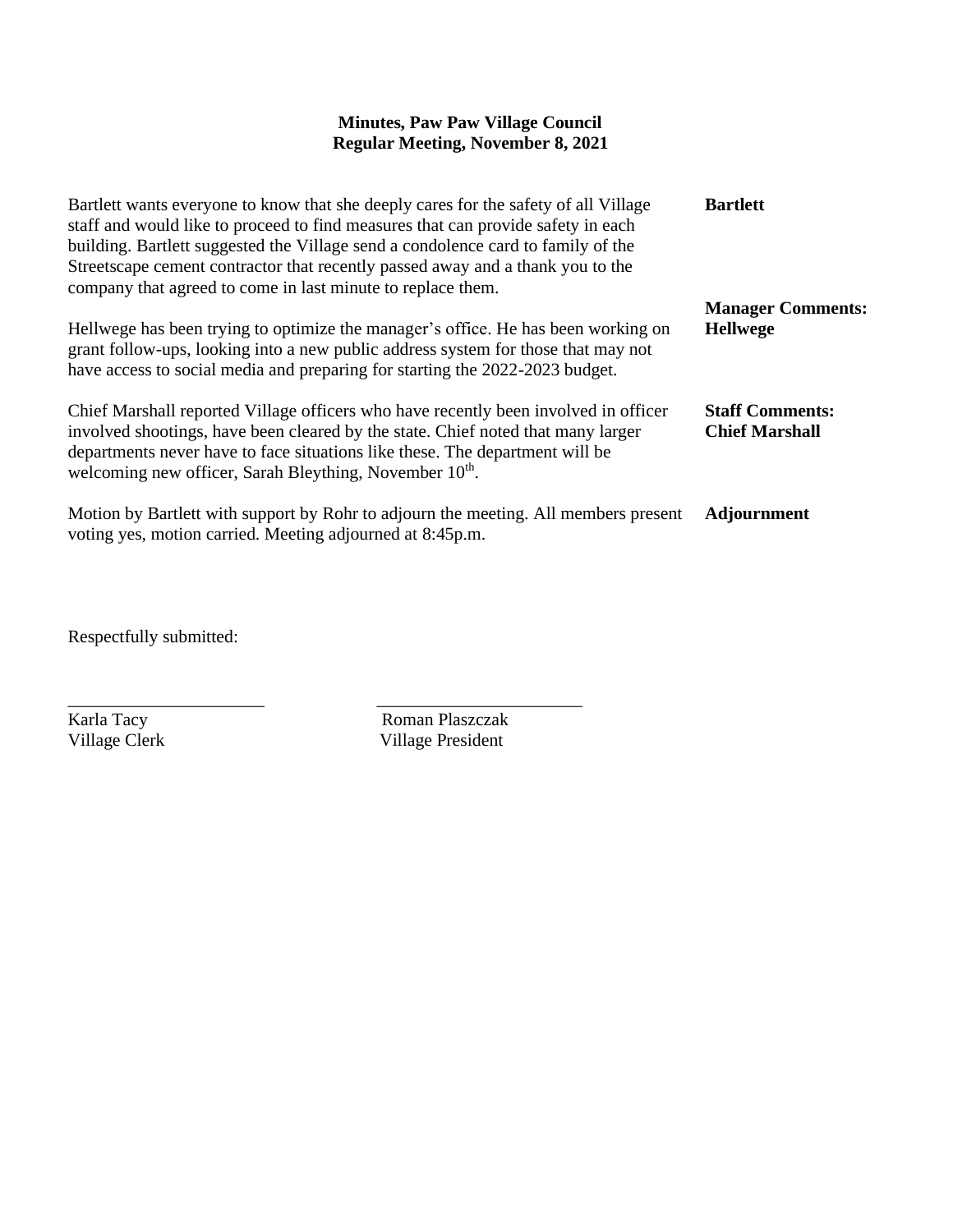**Minutes, Paw Paw Village Council**
**Regular Meeting, November 8, 2021**

**Bartlett**

Bartlett wants everyone to know that she deeply cares for the safety of all Village staff and would like to proceed to find measures that can provide safety in each building. Bartlett suggested the Village send a condolence card to family of the Streetscape cement contractor that recently passed away and a thank you to the company that agreed to come in last minute to replace them.

**Manager Comments: Hellwege**

Hellwege has been trying to optimize the manager's office. He has been working on grant follow-ups, looking into a new public address system for those that may not have access to social media and preparing for starting the 2022-2023 budget.

**Staff Comments: Chief Marshall**

Chief Marshall reported Village officers who have recently been involved in officer involved shootings, have been cleared by the state. Chief noted that many larger departments never have to face situations like these. The department will be welcoming new officer, Sarah Bleything, November 10th.

**Adjournment**

Motion by Bartlett with support by Rohr to adjourn the meeting. All members present voting yes, motion carried. Meeting adjourned at 8:45p.m.

Respectfully submitted:

______________________ ______________________

Karla Tacy
Village Clerk

Roman Plaszczak
Village President